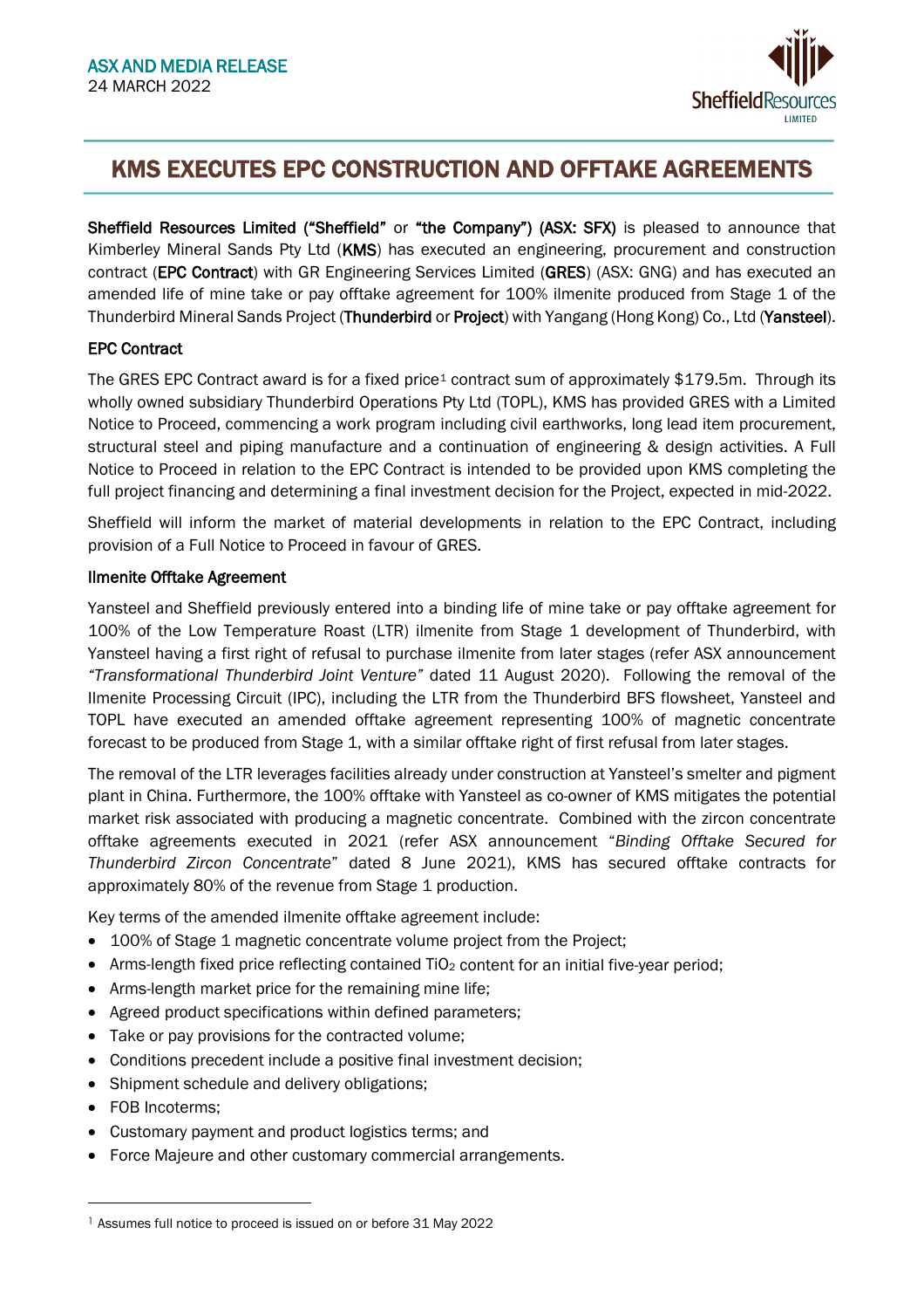ASX AND MEDIA RELEASE
24 MARCH 2022

# KMS EXECUTES EPC CONSTRUCTION AND OFFTAKE AGREEMENTS

**Sheffield Resources Limited ("Sheffield"** or **"the Company") (ASX: SFX)** is pleased to announce that Kimberley Mineral Sands Pty Ltd (**KMS**) has executed an engineering, procurement and construction contract (**EPC Contract**) with GR Engineering Services Limited (**GRES**) (ASX: GNG) and has executed an amended life of mine take or pay offtake agreement for 100% ilmenite produced from Stage 1 of the Thunderbird Mineral Sands Project (**Thunderbird** or **Project**) with Yangang (Hong Kong) Co., Ltd (**Yansteel**).

## EPC Contract

The GRES EPC Contract award is for a fixed price[1] contract sum of approximately $179.5m. Through its wholly owned subsidiary Thunderbird Operations Pty Ltd (TOPL), KMS has provided GRES with a Limited Notice to Proceed, commencing a work program including civil earthworks, long lead item procurement, structural steel and piping manufacture and a continuation of engineering & design activities. A Full Notice to Proceed in relation to the EPC Contract is intended to be provided upon KMS completing the full project financing and determining a final investment decision for the Project, expected in mid-2022.

Sheffield will inform the market of material developments in relation to the EPC Contract, including provision of a Full Notice to Proceed in favour of GRES.

## Ilmenite Offtake Agreement

Yansteel and Sheffield previously entered into a binding life of mine take or pay offtake agreement for 100% of the Low Temperature Roast (LTR) ilmenite from Stage 1 development of Thunderbird, with Yansteel having a first right of refusal to purchase ilmenite from later stages (refer ASX announcement *"Transformational Thunderbird Joint Venture"* dated 11 August 2020). Following the removal of the Ilmenite Processing Circuit (IPC), including the LTR from the Thunderbird BFS flowsheet, Yansteel and TOPL have executed an amended offtake agreement representing 100% of magnetic concentrate forecast to be produced from Stage 1, with a similar offtake right of first refusal from later stages.

The removal of the LTR leverages facilities already under construction at Yansteel's smelter and pigment plant in China. Furthermore, the 100% offtake with Yansteel as co-owner of KMS mitigates the potential market risk associated with producing a magnetic concentrate. Combined with the zircon concentrate offtake agreements executed in 2021 (refer ASX announcement "*Binding Offtake Secured for Thunderbird Zircon Concentrate*" dated 8 June 2021), KMS has secured offtake contracts for approximately 80% of the revenue from Stage 1 production.

Key terms of the amended ilmenite offtake agreement include:

- 100% of Stage 1 magnetic concentrate volume project from the Project;
- Arms-length fixed price reflecting contained $TiO_2$ content for an initial five-year period;
- Arms-length market price for the remaining mine life;
- Agreed product specifications within defined parameters;
- Take or pay provisions for the contracted volume;
- Conditions precedent include a positive final investment decision;
- Shipment schedule and delivery obligations;
- FOB Incoterms;
- Customary payment and product logistics terms; and
- Force Majeure and other customary commercial arrangements.

[1] Assumes full notice to proceed is issued on or before 31 May 2022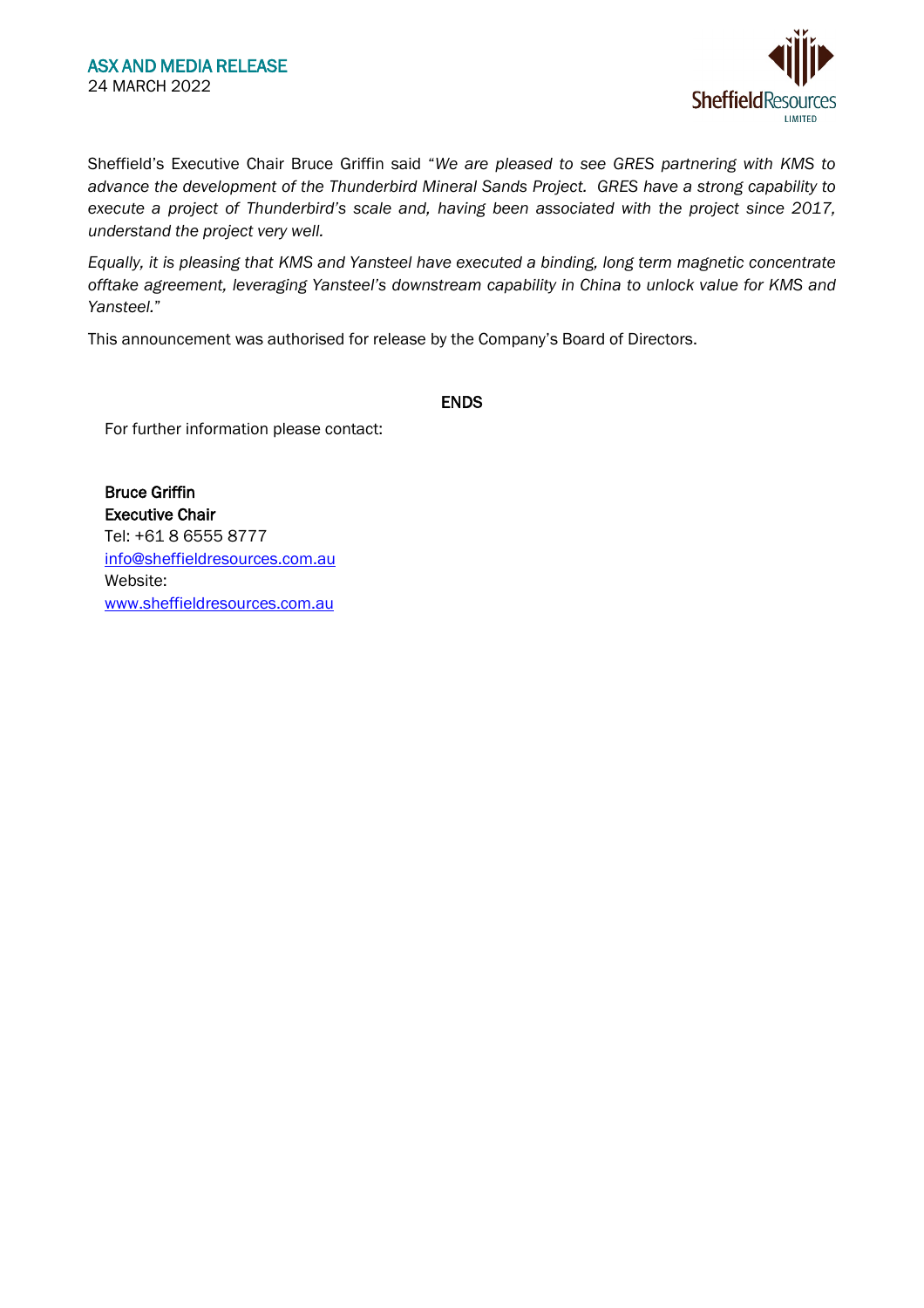Sheffield's Executive Chair Bruce Griffin said "*We are pleased to see GRES partnering with KMS to advance the development of the Thunderbird Mineral Sands Project. GRES have a strong capability to execute a project of Thunderbird's scale and, having been associated with the project since 2017, understand the project very well.*

*Equally, it is pleasing that KMS and Yansteel have executed a binding, long term magnetic concentrate offtake agreement, leveraging Yansteel's downstream capability in China to unlock value for KMS and Yansteel.*"

This announcement was authorised for release by the Company's Board of Directors.

**ENDS**

For further information please contact:

**Bruce Griffin**
**Executive Chair**
Tel: +61 8 6555 8777
info@sheffieldresources.com.au
Website:
www.sheffieldresources.com.au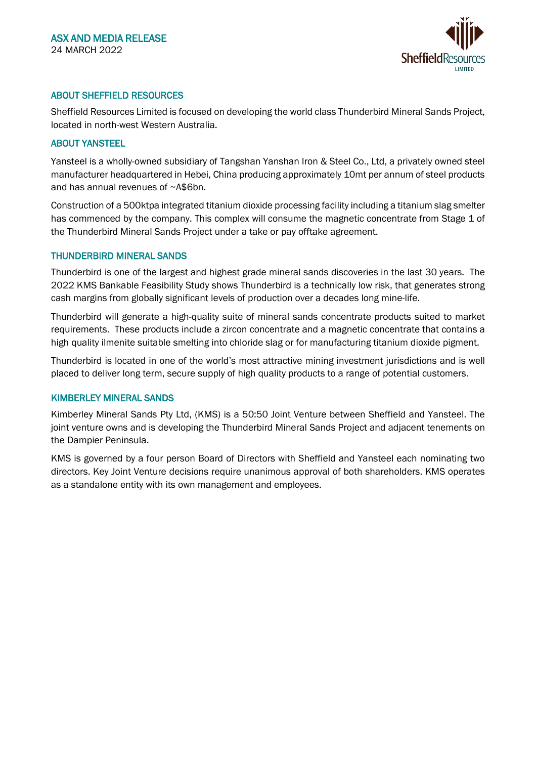## ABOUT SHEFFIELD RESOURCES

Sheffield Resources Limited is focused on developing the world class Thunderbird Mineral Sands Project, located in north-west Western Australia.

## ABOUT YANSTEEL

Yansteel is a wholly-owned subsidiary of Tangshan Yanshan Iron & Steel Co., Ltd, a privately owned steel manufacturer headquartered in Hebei, China producing approximately 10mt per annum of steel products and has annual revenues of ~A$6bn.

Construction of a 500ktpa integrated titanium dioxide processing facility including a titanium slag smelter has commenced by the company. This complex will consume the magnetic concentrate from Stage 1 of the Thunderbird Mineral Sands Project under a take or pay offtake agreement.

## THUNDERBIRD MINERAL SANDS

Thunderbird is one of the largest and highest grade mineral sands discoveries in the last 30 years. The 2022 KMS Bankable Feasibility Study shows Thunderbird is a technically low risk, that generates strong cash margins from globally significant levels of production over a decades long mine-life.

Thunderbird will generate a high-quality suite of mineral sands concentrate products suited to market requirements. These products include a zircon concentrate and a magnetic concentrate that contains a high quality ilmenite suitable smelting into chloride slag or for manufacturing titanium dioxide pigment.

Thunderbird is located in one of the world's most attractive mining investment jurisdictions and is well placed to deliver long term, secure supply of high quality products to a range of potential customers.

## KIMBERLEY MINERAL SANDS

Kimberley Mineral Sands Pty Ltd, (KMS) is a 50:50 Joint Venture between Sheffield and Yansteel. The joint venture owns and is developing the Thunderbird Mineral Sands Project and adjacent tenements on the Dampier Peninsula.

KMS is governed by a four person Board of Directors with Sheffield and Yansteel each nominating two directors. Key Joint Venture decisions require unanimous approval of both shareholders. KMS operates as a standalone entity with its own management and employees.